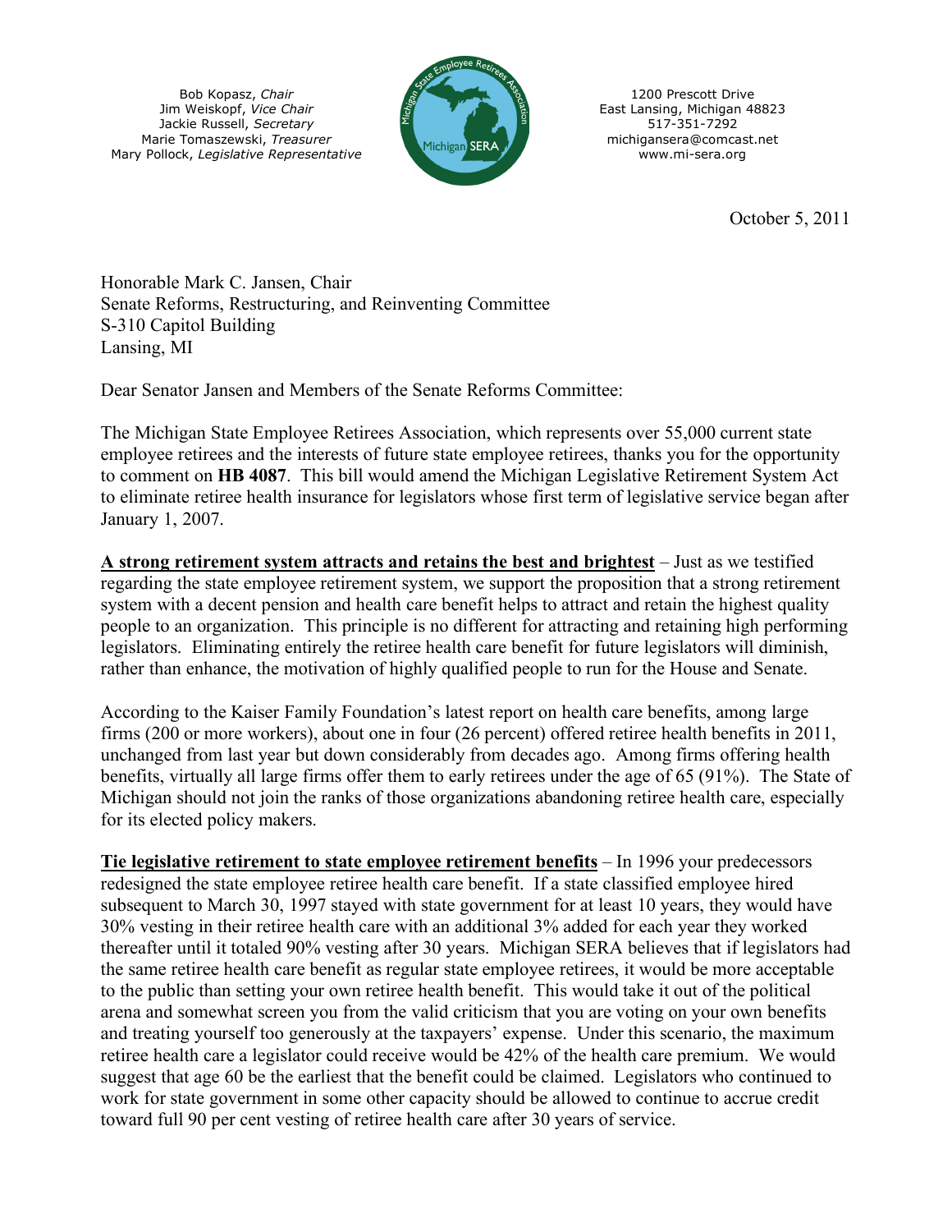Bob Kopasz, *Chair*
Jim Weiskopf, *Vice Chair*
Jackie Russell, *Secretary*
Marie Tomaszewski, *Treasurer*
Mary Pollock, *Legislative Representative*

Michigan State Employee Retirees Association — Michigan SERA

1200 Prescott Drive
East Lansing, Michigan 48823
517-351-7292
michigansera@comcast.net
www.mi-sera.org

October 5, 2011

Honorable Mark C. Jansen, Chair
Senate Reforms, Restructuring, and Reinventing Committee
S-310 Capitol Building
Lansing, MI

Dear Senator Jansen and Members of the Senate Reforms Committee:

The Michigan State Employee Retirees Association, which represents over 55,000 current state employee retirees and the interests of future state employee retirees, thanks you for the opportunity to comment on **HB 4087**. This bill would amend the Michigan Legislative Retirement System Act to eliminate retiree health insurance for legislators whose first term of legislative service began after January 1, 2007.

**A strong retirement system attracts and retains the best and brightest** – Just as we testified regarding the state employee retirement system, we support the proposition that a strong retirement system with a decent pension and health care benefit helps to attract and retain the highest quality people to an organization. This principle is no different for attracting and retaining high performing legislators. Eliminating entirely the retiree health care benefit for future legislators will diminish, rather than enhance, the motivation of highly qualified people to run for the House and Senate.

According to the Kaiser Family Foundation's latest report on health care benefits, among large firms (200 or more workers), about one in four (26 percent) offered retiree health benefits in 2011, unchanged from last year but down considerably from decades ago. Among firms offering health benefits, virtually all large firms offer them to early retirees under the age of 65 (91%). The State of Michigan should not join the ranks of those organizations abandoning retiree health care, especially for its elected policy makers.

**Tie legislative retirement to state employee retirement benefits** – In 1996 your predecessors redesigned the state employee retiree health care benefit. If a state classified employee hired subsequent to March 30, 1997 stayed with state government for at least 10 years, they would have 30% vesting in their retiree health care with an additional 3% added for each year they worked thereafter until it totaled 90% vesting after 30 years. Michigan SERA believes that if legislators had the same retiree health care benefit as regular state employee retirees, it would be more acceptable to the public than setting your own retiree health benefit. This would take it out of the political arena and somewhat screen you from the valid criticism that you are voting on your own benefits and treating yourself too generously at the taxpayers' expense. Under this scenario, the maximum retiree health care a legislator could receive would be 42% of the health care premium. We would suggest that age 60 be the earliest that the benefit could be claimed. Legislators who continued to work for state government in some other capacity should be allowed to continue to accrue credit toward full 90 per cent vesting of retiree health care after 30 years of service.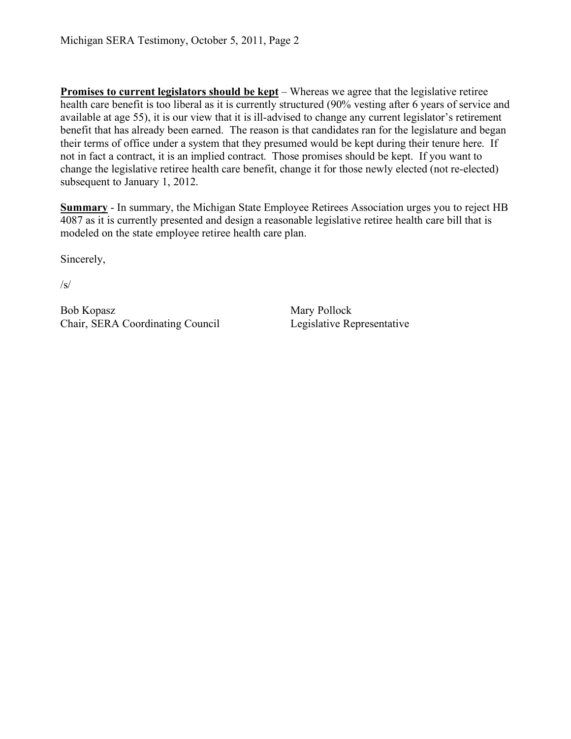**Promises to current legislators should be kept** – Whereas we agree that the legislative retiree health care benefit is too liberal as it is currently structured (90% vesting after 6 years of service and available at age 55), it is our view that it is ill-advised to change any current legislator's retirement benefit that has already been earned. The reason is that candidates ran for the legislature and began their terms of office under a system that they presumed would be kept during their tenure here. If not in fact a contract, it is an implied contract. Those promises should be kept. If you want to change the legislative retiree health care benefit, change it for those newly elected (not re-elected) subsequent to January 1, 2012.

**Summary** - In summary, the Michigan State Employee Retirees Association urges you to reject HB 4087 as it is currently presented and design a reasonable legislative retiree health care bill that is modeled on the state employee retiree health care plan.

Sincerely,

/s/

Bob Kopasz
Chair, SERA Coordinating Council

Mary Pollock
Legislative Representative